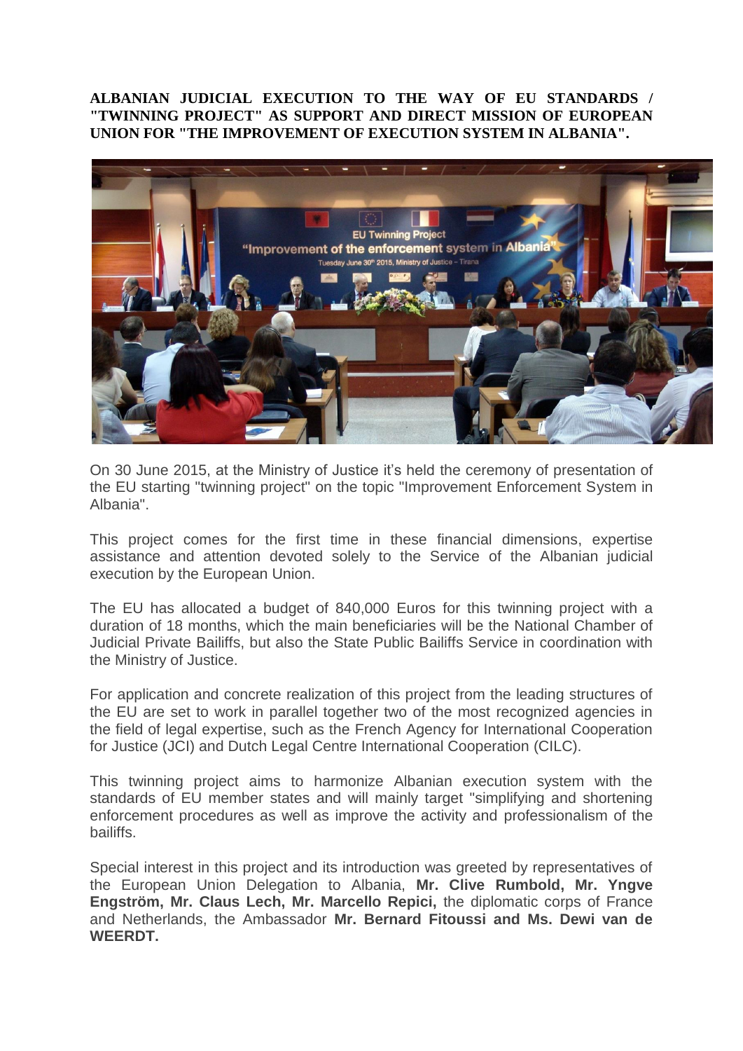**ALBANIAN JUDICIAL EXECUTION TO THE WAY OF EU STANDARDS / "TWINNING PROJECT" AS SUPPORT AND DIRECT MISSION OF EUROPEAN UNION FOR "THE IMPROVEMENT OF EXECUTION SYSTEM IN ALBANIA".**

On 30 June 2015, at the Ministry of Justice it's held the ceremony of presentation of the EU starting "twinning project" on the topic "Improvement Enforcement System in Albania".

This project comes for the first time in these financial dimensions, expertise assistance and attention devoted solely to the Service of the Albanian judicial execution by the European Union.

The EU has allocated a budget of 840,000 Euros for this twinning project with a duration of 18 months, which the main beneficiaries will be the National Chamber of Judicial Private Bailiffs, but also the State Public Bailiffs Service in coordination with the Ministry of Justice.

For application and concrete realization of this project from the leading structures of the EU are set to work in parallel together two of the most recognized agencies in the field of legal expertise, such as the French Agency for International Cooperation for Justice (JCI) and Dutch Legal Centre International Cooperation (CILC).

This twinning project aims to harmonize Albanian execution system with the standards of EU member states and will mainly target "simplifying and shortening enforcement procedures as well as improve the activity and professionalism of the bailiffs.

Special interest in this project and its introduction was greeted by representatives of the European Union Delegation to Albania, **Mr. Clive Rumbold, Mr. Yngve Engström, Mr. Claus Lech, Mr. Marcello Repici,** the diplomatic corps of France and Netherlands, the Ambassador **Mr. Bernard Fitoussi and Ms. Dewi van de WEERDT.**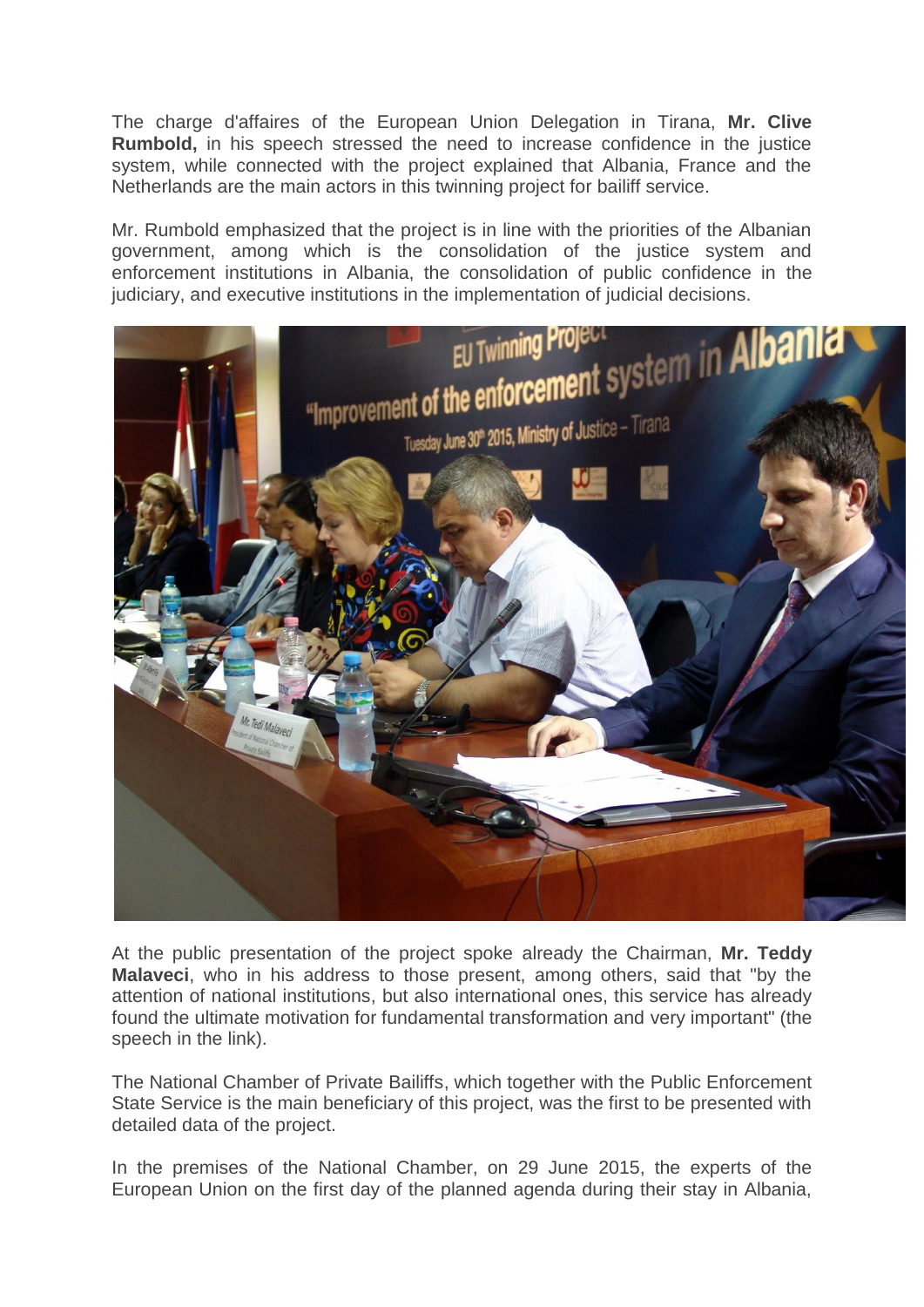The charge d'affaires of the European Union Delegation in Tirana, **Mr. Clive Rumbold,** in his speech stressed the need to increase confidence in the justice system, while connected with the project explained that Albania, France and the Netherlands are the main actors in this twinning project for bailiff service.

Mr. Rumbold emphasized that the project is in line with the priorities of the Albanian government, among which is the consolidation of the justice system and enforcement institutions in Albania, the consolidation of public confidence in the judiciary, and executive institutions in the implementation of judicial decisions.

At the public presentation of the project spoke already the Chairman, **Mr. Teddy Malaveci**, who in his address to those present, among others, said that "by the attention of national institutions, but also international ones, this service has already found the ultimate motivation for fundamental transformation and very important" (the speech in the link).

The National Chamber of Private Bailiffs, which together with the Public Enforcement State Service is the main beneficiary of this project, was the first to be presented with detailed data of the project.

In the premises of the National Chamber, on 29 June 2015, the experts of the European Union on the first day of the planned agenda during their stay in Albania,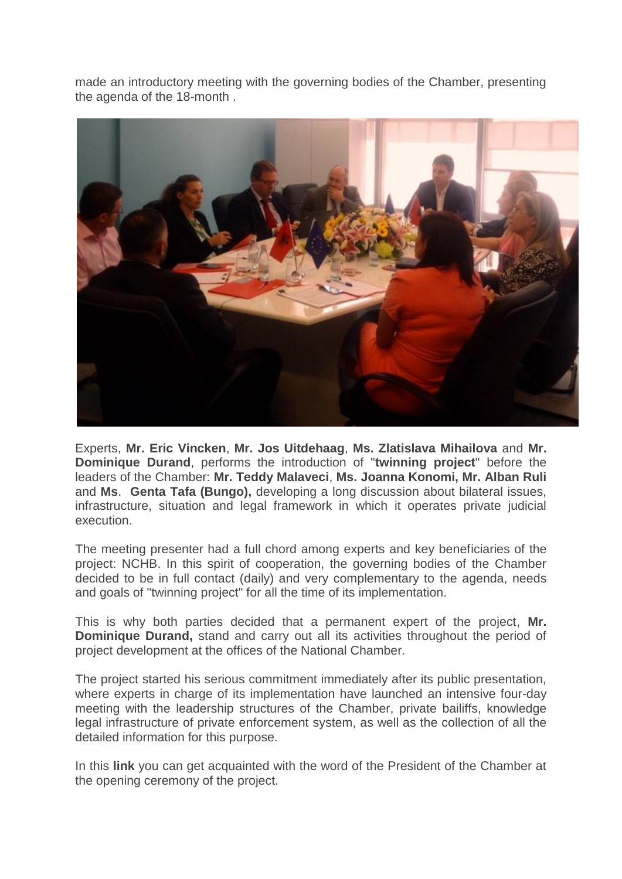made an introductory meeting with the governing bodies of the Chamber, presenting the agenda of the 18-month .

Experts, **Mr. Eric Vincken**, **Mr. Jos Uitdehaag**, **Ms. Zlatislava Mihailova** and **Mr. Dominique Durand**, performs the introduction of "**twinning project**" before the leaders of the Chamber: **Mr. Teddy Malaveci**, **Ms. Joanna Konomi, Mr. Alban Ruli** and **Ms**. **Genta Tafa (Bungo),** developing a long discussion about bilateral issues, infrastructure, situation and legal framework in which it operates private judicial execution.

The meeting presenter had a full chord among experts and key beneficiaries of the project: NCHB. In this spirit of cooperation, the governing bodies of the Chamber decided to be in full contact (daily) and very complementary to the agenda, needs and goals of "twinning project" for all the time of its implementation.

This is why both parties decided that a permanent expert of the project, **Mr. Dominique Durand,** stand and carry out all its activities throughout the period of project development at the offices of the National Chamber.

The project started his serious commitment immediately after its public presentation, where experts in charge of its implementation have launched an intensive four-day meeting with the leadership structures of the Chamber, private bailiffs, knowledge legal infrastructure of private enforcement system, as well as the collection of all the detailed information for this purpose.

In this **link** you can get acquainted with the word of the President of the Chamber at the opening ceremony of the project.